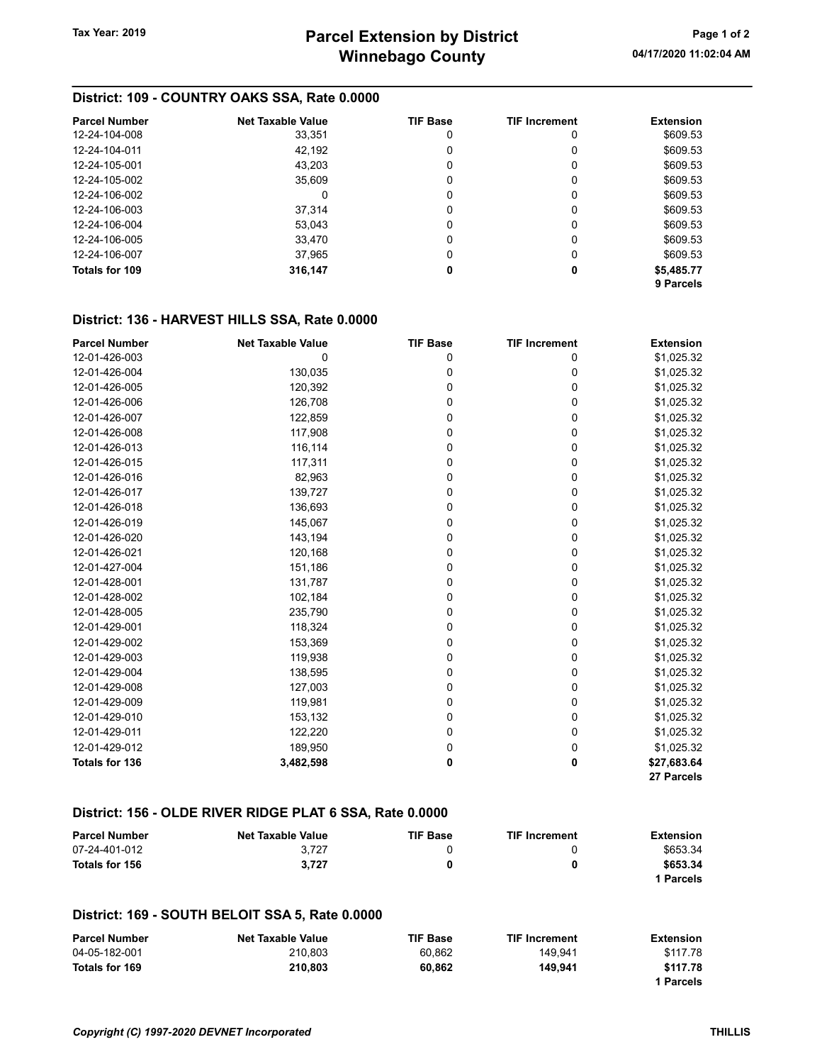# Parcel Extension by District
## Winnebago County

Tax Year: 2019

04/17/2020 11:02:04 AM

### District: 109 - COUNTRY OAKS SSA, Rate 0.0000

| Parcel Number | Net Taxable Value | TIF Base | TIF Increment | Extension |
|---|---|---|---|---|
| 12-24-104-008 | 33,351 | 0 | 0 | $609.53 |
| 12-24-104-011 | 42,192 | 0 | 0 | $609.53 |
| 12-24-105-001 | 43,203 | 0 | 0 | $609.53 |
| 12-24-105-002 | 35,609 | 0 | 0 | $609.53 |
| 12-24-106-002 | 0 | 0 | 0 | $609.53 |
| 12-24-106-003 | 37,314 | 0 | 0 | $609.53 |
| 12-24-106-004 | 53,043 | 0 | 0 | $609.53 |
| 12-24-106-005 | 33,470 | 0 | 0 | $609.53 |
| 12-24-106-007 | 37,965 | 0 | 0 | $609.53 |
| **Totals for 109** | **316,147** | **0** | **0** | **$5,485.77** |
| | | | | **9 Parcels** |

### District: 136 - HARVEST HILLS SSA, Rate 0.0000

| Parcel Number | Net Taxable Value | TIF Base | TIF Increment | Extension |
|---|---|---|---|---|
| 12-01-426-003 | 0 | 0 | 0 | $1,025.32 |
| 12-01-426-004 | 130,035 | 0 | 0 | $1,025.32 |
| 12-01-426-005 | 120,392 | 0 | 0 | $1,025.32 |
| 12-01-426-006 | 126,708 | 0 | 0 | $1,025.32 |
| 12-01-426-007 | 122,859 | 0 | 0 | $1,025.32 |
| 12-01-426-008 | 117,908 | 0 | 0 | $1,025.32 |
| 12-01-426-013 | 116,114 | 0 | 0 | $1,025.32 |
| 12-01-426-015 | 117,311 | 0 | 0 | $1,025.32 |
| 12-01-426-016 | 82,963 | 0 | 0 | $1,025.32 |
| 12-01-426-017 | 139,727 | 0 | 0 | $1,025.32 |
| 12-01-426-018 | 136,693 | 0 | 0 | $1,025.32 |
| 12-01-426-019 | 145,067 | 0 | 0 | $1,025.32 |
| 12-01-426-020 | 143,194 | 0 | 0 | $1,025.32 |
| 12-01-426-021 | 120,168 | 0 | 0 | $1,025.32 |
| 12-01-427-004 | 151,186 | 0 | 0 | $1,025.32 |
| 12-01-428-001 | 131,787 | 0 | 0 | $1,025.32 |
| 12-01-428-002 | 102,184 | 0 | 0 | $1,025.32 |
| 12-01-428-005 | 235,790 | 0 | 0 | $1,025.32 |
| 12-01-429-001 | 118,324 | 0 | 0 | $1,025.32 |
| 12-01-429-002 | 153,369 | 0 | 0 | $1,025.32 |
| 12-01-429-003 | 119,938 | 0 | 0 | $1,025.32 |
| 12-01-429-004 | 138,595 | 0 | 0 | $1,025.32 |
| 12-01-429-008 | 127,003 | 0 | 0 | $1,025.32 |
| 12-01-429-009 | 119,981 | 0 | 0 | $1,025.32 |
| 12-01-429-010 | 153,132 | 0 | 0 | $1,025.32 |
| 12-01-429-011 | 122,220 | 0 | 0 | $1,025.32 |
| 12-01-429-012 | 189,950 | 0 | 0 | $1,025.32 |
| **Totals for 136** | **3,482,598** | **0** | **0** | **$27,683.64** |
| | | | | **27 Parcels** |

### District: 156 - OLDE RIVER RIDGE PLAT 6 SSA, Rate 0.0000

| Parcel Number | Net Taxable Value | TIF Base | TIF Increment | Extension |
|---|---|---|---|---|
| 07-24-401-012 | 3,727 | 0 | 0 | $653.34 |
| **Totals for 156** | **3,727** | **0** | **0** | **$653.34** |
| | | | | **1 Parcels** |

### District: 169 - SOUTH BELOIT SSA 5, Rate 0.0000

| Parcel Number | Net Taxable Value | TIF Base | TIF Increment | Extension |
|---|---|---|---|---|
| 04-05-182-001 | 210,803 | 60,862 | 149,941 | $117.78 |
| **Totals for 169** | **210,803** | **60,862** | **149,941** | **$117.78** |
| | | | | **1 Parcels** |

*Copyright (C) 1997-2020 DEVNET Incorporated*

THILLIS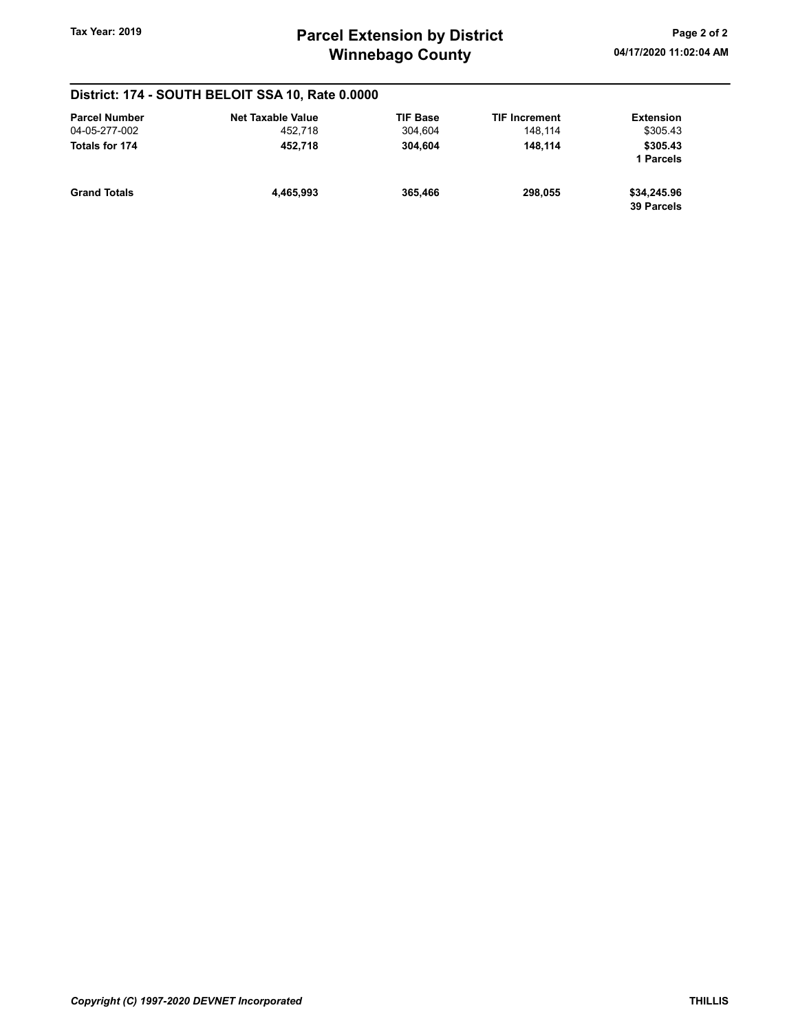## District: 174 - SOUTH BELOIT SSA 10, Rate 0.0000

| Parcel Number | Net Taxable Value | TIF Base | TIF Increment | Extension |
|---|---|---|---|---|
| 04-05-277-002 | 452,718 | 304,604 | 148,114 | $305.43 |
| **Totals for 174** | **452,718** | **304,604** | **148,114** | **$305.43**<br>**1 Parcels** |
| **Grand Totals** | **4,465,993** | **365,466** | **298,055** | **$34,245.96**<br>**39 Parcels** |

*Copyright (C) 1997-2020 DEVNET Incorporated* **THILLIS**